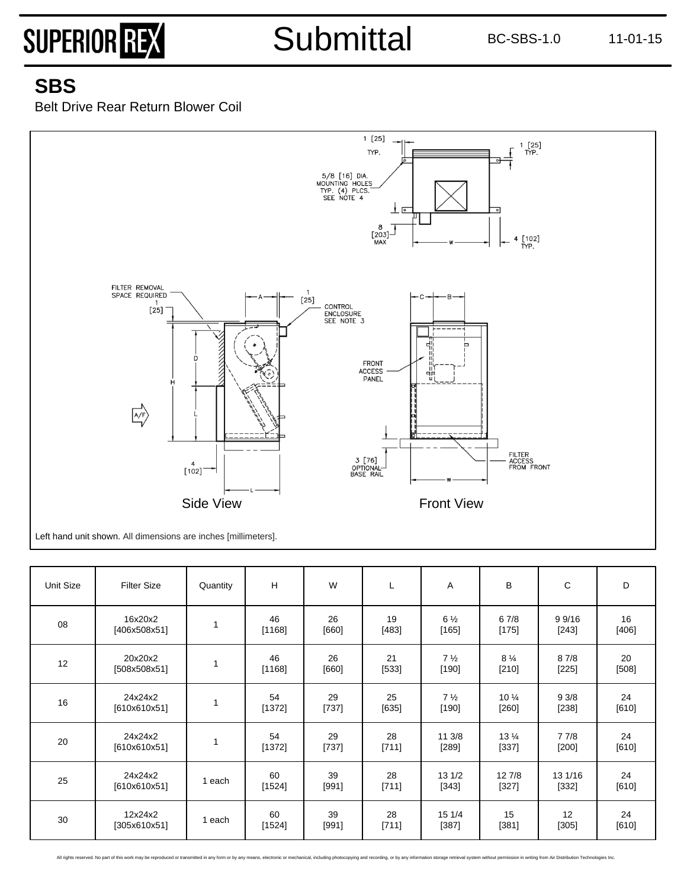# SUPERIOR REX

# Submittal

BC-SBS-1.0 11-01-15

## SBS

Belt Drive Rear Return Blower Coil

Side View

Front View

Left hand unit shown. All dimensions are inches [millimeters].

| Unit Size | Filter Size | Quantity | H | W | L | A | B | C | D |
|---|---|---|---|---|---|---|---|---|---|
| 08 | 16x20x2 [406x508x51] | 1 | 46 [1168] | 26 [660] | 19 [483] | 6 ½ [165] | 6 7/8 [175] | 9 9/16 [243] | 16 [406] |
| 12 | 20x20x2 [508x508x51] | 1 | 46 [1168] | 26 [660] | 21 [533] | 7 ½ [190] | 8 ¼ [210] | 8 7/8 [225] | 20 [508] |
| 16 | 24x24x2 [610x610x51] | 1 | 54 [1372] | 29 [737] | 25 [635] | 7 ½ [190] | 10 ¼ [260] | 9 3/8 [238] | 24 [610] |
| 20 | 24x24x2 [610x610x51] | 1 | 54 [1372] | 29 [737] | 28 [711] | 11 3/8 [289] | 13 ¼ [337] | 7 7/8 [200] | 24 [610] |
| 25 | 24x24x2 [610x610x51] | 1 each | 60 [1524] | 39 [991] | 28 [711] | 13 1/2 [343] | 12 7/8 [327] | 13 1/16 [332] | 24 [610] |
| 30 | 12x24x2 [305x610x51] | 1 each | 60 [1524] | 39 [991] | 28 [711] | 15 1/4 [387] | 15 [381] | 12 [305] | 24 [610] |

All rights reserved. No part of this work may be reproduced or transmitted in any form or by any means, electronic or mechanical, including photocopying and recording, or by any information storage retrieval system without permission in writing from Air Distribution Technologies Inc.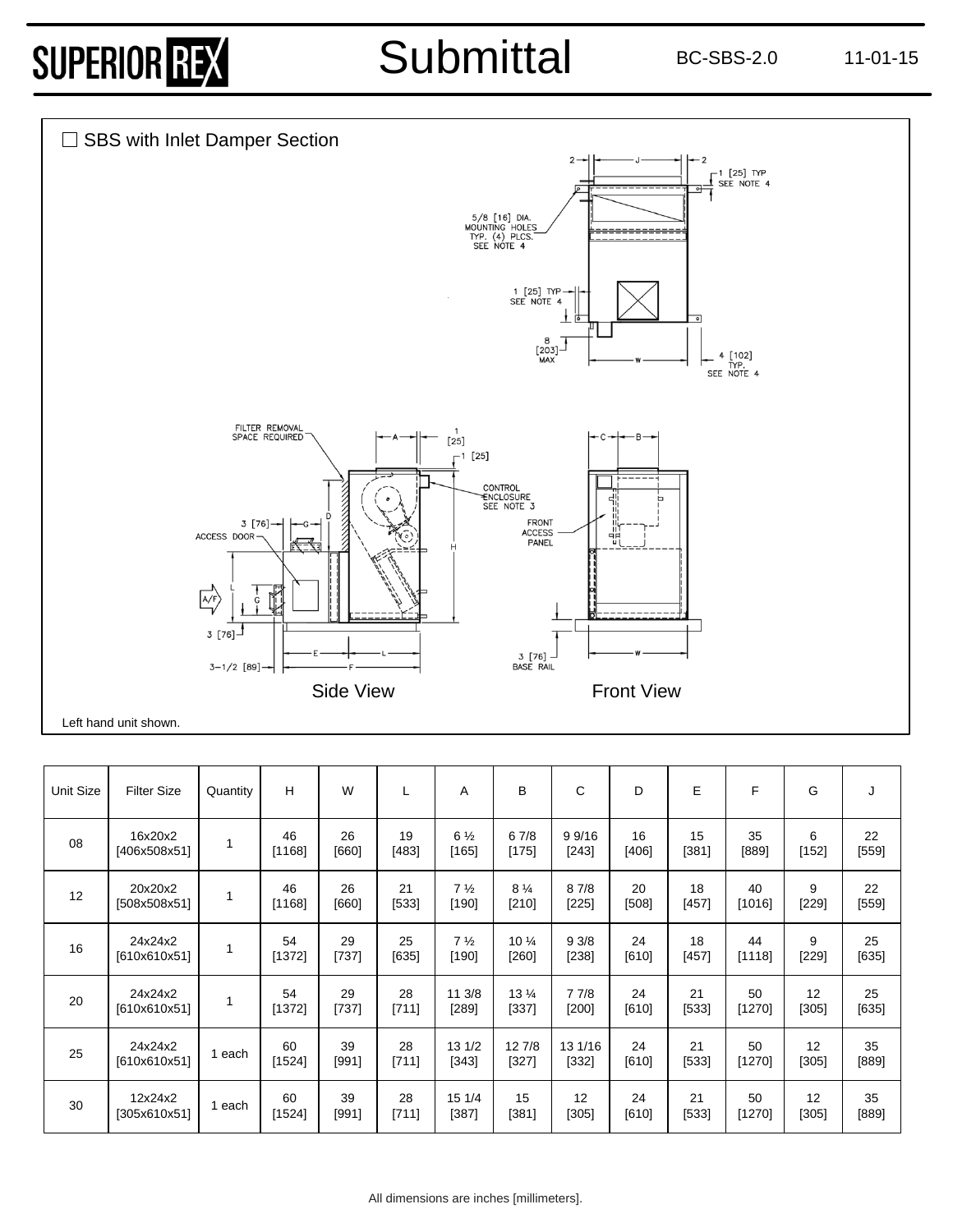☐ SBS with Inlet Damper Section

Side View

Front View

Left hand unit shown.

| Unit Size | Filter Size | Quantity | H | W | L | A | B | C | D | E | F | G | J |
|---|---|---|---|---|---|---|---|---|---|---|---|---|---|
| 08 | 16x20x2 [406x508x51] | 1 | 46 [1168] | 26 [660] | 19 [483] | 6 ½ [165] | 6 7/8 [175] | 9 9/16 [243] | 16 [406] | 15 [381] | 35 [889] | 6 [152] | 22 [559] |
| 12 | 20x20x2 [508x508x51] | 1 | 46 [1168] | 26 [660] | 21 [533] | 7 ½ [190] | 8 ¼ [210] | 8 7/8 [225] | 20 [508] | 18 [457] | 40 [1016] | 9 [229] | 22 [559] |
| 16 | 24x24x2 [610x610x51] | 1 | 54 [1372] | 29 [737] | 25 [635] | 7 ½ [190] | 10 ¼ [260] | 9 3/8 [238] | 24 [610] | 18 [457] | 44 [1118] | 9 [229] | 25 [635] |
| 20 | 24x24x2 [610x610x51] | 1 | 54 [1372] | 29 [737] | 28 [711] | 11 3/8 [289] | 13 ¼ [337] | 7 7/8 [200] | 24 [610] | 21 [533] | 50 [1270] | 12 [305] | 25 [635] |
| 25 | 24x24x2 [610x610x51] | 1 each | 60 [1524] | 39 [991] | 28 [711] | 13 1/2 [343] | 12 7/8 [327] | 13 1/16 [332] | 24 [610] | 21 [533] | 50 [1270] | 12 [305] | 35 [889] |
| 30 | 12x24x2 [305x610x51] | 1 each | 60 [1524] | 39 [991] | 28 [711] | 15 1/4 [387] | 15 [381] | 12 [305] | 24 [610] | 21 [533] | 50 [1270] | 12 [305] | 35 [889] |

All dimensions are inches [millimeters].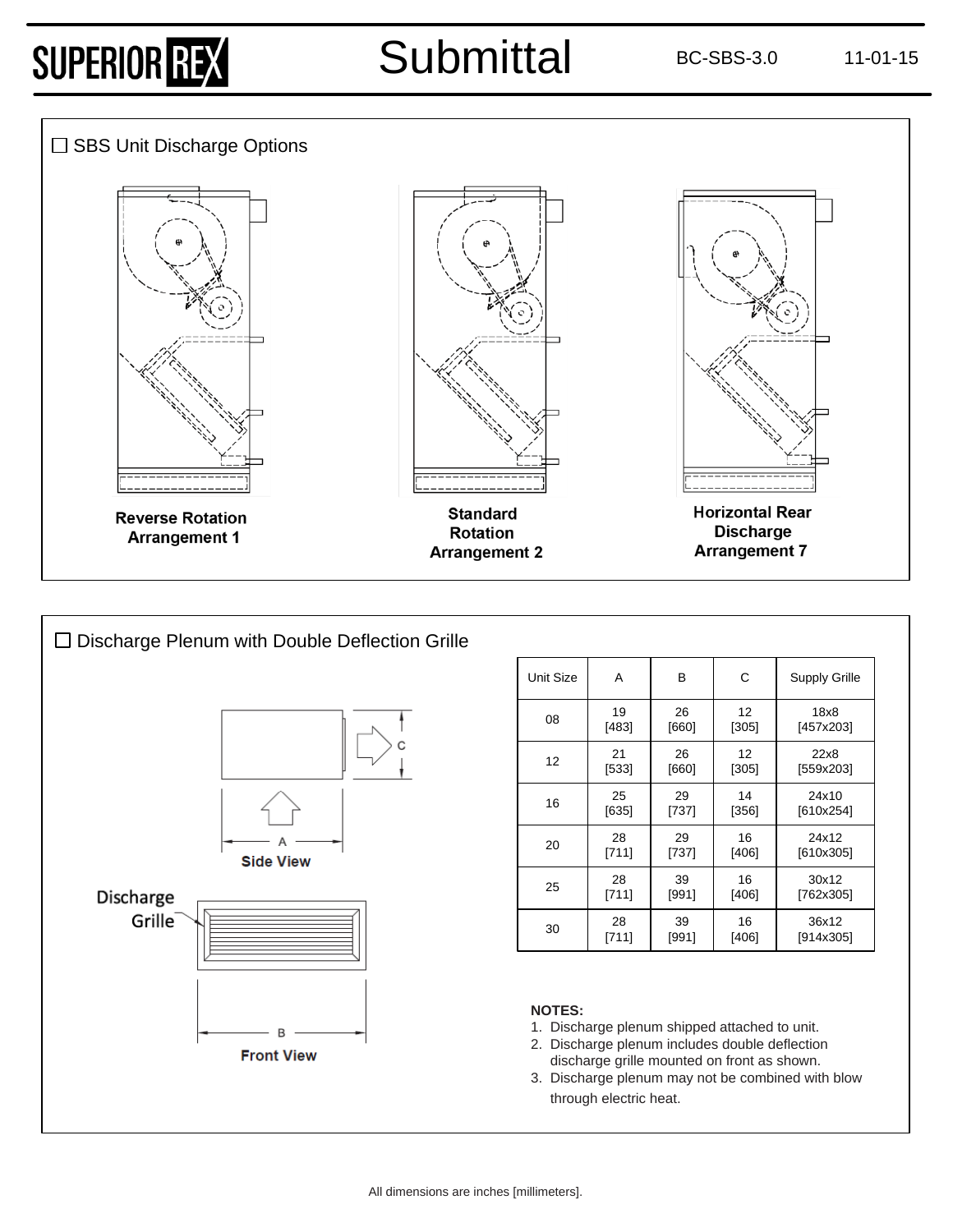# Submittal

BC-SBS-3.0 11-01-15

## ☐ SBS Unit Discharge Options

**Reverse Rotation Arrangement 1**

**Standard Rotation Arrangement 2**

**Horizontal Rear Discharge Arrangement 7**

## ☐ Discharge Plenum with Double Deflection Grille

**Side View**

Discharge Grille

**Front View**

| Unit Size | A | B | C | Supply Grille |
|---|---|---|---|---|
| 08 | 19 [483] | 26 [660] | 12 [305] | 18x8 [457x203] |
| 12 | 21 [533] | 26 [660] | 12 [305] | 22x8 [559x203] |
| 16 | 25 [635] | 29 [737] | 14 [356] | 24x10 [610x254] |
| 20 | 28 [711] | 29 [737] | 16 [406] | 24x12 [610x305] |
| 25 | 28 [711] | 39 [991] | 16 [406] | 30x12 [762x305] |
| 30 | 28 [711] | 39 [991] | 16 [406] | 36x12 [914x305] |

**NOTES:**

1. Discharge plenum shipped attached to unit.
2. Discharge plenum includes double deflection discharge grille mounted on front as shown.
3. Discharge plenum may not be combined with blow through electric heat.

All dimensions are inches [millimeters].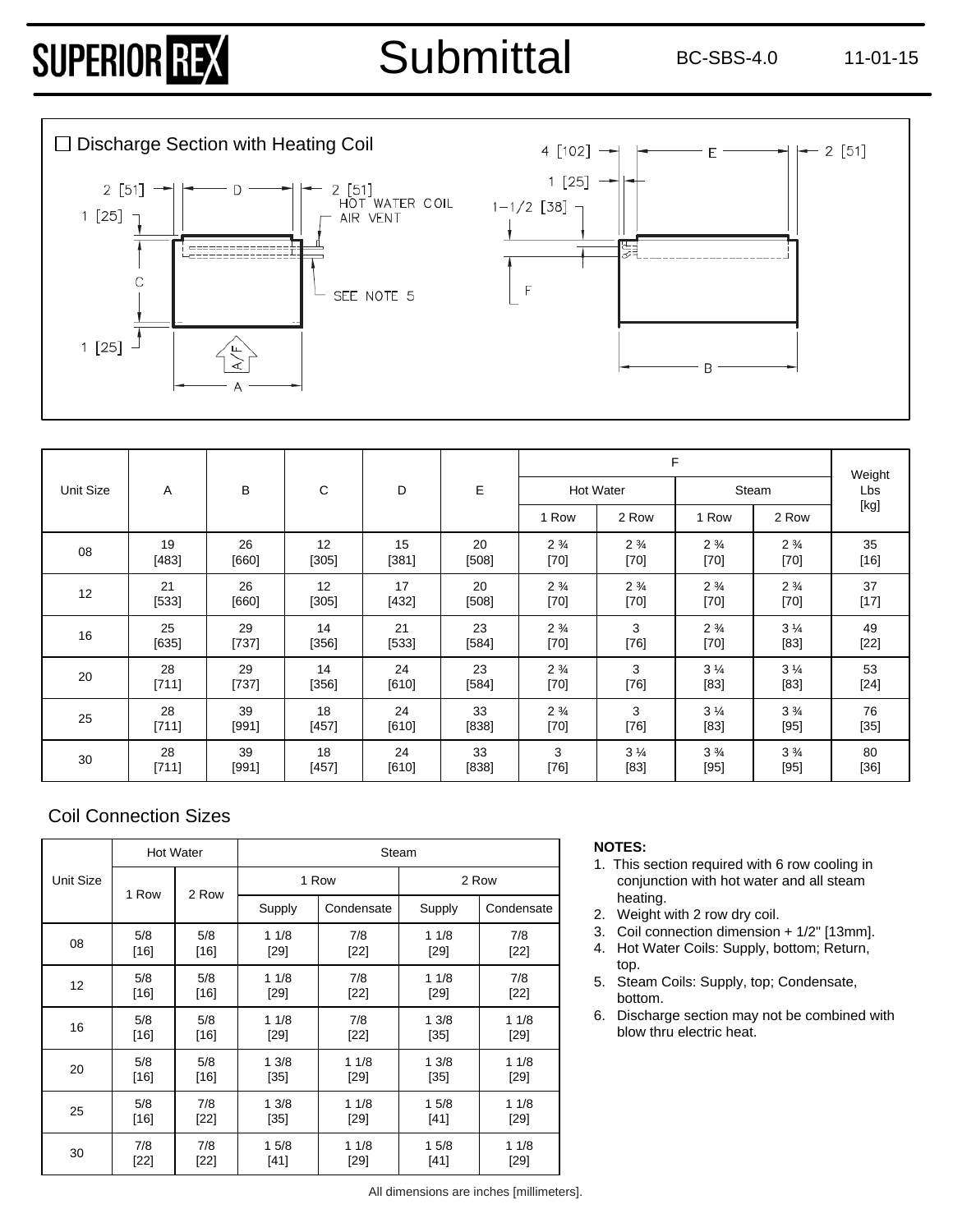# Submittal

BC-SBS-4.0 11-01-15

☐ Discharge Section with Heating Coil

| Unit Size | A | B | C | D | E | F | | | | Weight Lbs [kg] |
|---|---|---|---|---|---|---|---|---|---|---|
| | | | | | | Hot Water | | Steam | | |
| | | | | | | 1 Row | 2 Row | 1 Row | 2 Row | |
| 08 | 19 [483] | 26 [660] | 12 [305] | 15 [381] | 20 [508] | 2 ¾ [70] | 2 ¾ [70] | 2 ¾ [70] | 2 ¾ [70] | 35 [16] |
| 12 | 21 [533] | 26 [660] | 12 [305] | 17 [432] | 20 [508] | 2 ¾ [70] | 2 ¾ [70] | 2 ¾ [70] | 2 ¾ [70] | 37 [17] |
| 16 | 25 [635] | 29 [737] | 14 [356] | 21 [533] | 23 [584] | 2 ¾ [70] | 3 [76] | 2 ¾ [70] | 3 ¼ [83] | 49 [22] |
| 20 | 28 [711] | 29 [737] | 14 [356] | 24 [610] | 23 [584] | 2 ¾ [70] | 3 [76] | 3 ¼ [83] | 3 ¼ [83] | 53 [24] |
| 25 | 28 [711] | 39 [991] | 18 [457] | 24 [610] | 33 [838] | 2 ¾ [70] | 3 [76] | 3 ¼ [83] | 3 ¾ [95] | 76 [35] |
| 30 | 28 [711] | 39 [991] | 18 [457] | 24 [610] | 33 [838] | 3 [76] | 3 ¼ [83] | 3 ¾ [95] | 3 ¾ [95] | 80 [36] |

## Coil Connection Sizes

| Unit Size | Hot Water | | Steam | | | |
|---|---|---|---|---|---|---|
| | 1 Row | 2 Row | 1 Row | | 2 Row | |
| | | | Supply | Condensate | Supply | Condensate |
| 08 | 5/8 [16] | 5/8 [16] | 1 1/8 [29] | 7/8 [22] | 1 1/8 [29] | 7/8 [22] |
| 12 | 5/8 [16] | 5/8 [16] | 1 1/8 [29] | 7/8 [22] | 1 1/8 [29] | 7/8 [22] |
| 16 | 5/8 [16] | 5/8 [16] | 1 1/8 [29] | 7/8 [22] | 1 3/8 [35] | 1 1/8 [29] |
| 20 | 5/8 [16] | 5/8 [16] | 1 3/8 [35] | 1 1/8 [29] | 1 3/8 [35] | 1 1/8 [29] |
| 25 | 5/8 [16] | 7/8 [22] | 1 3/8 [35] | 1 1/8 [29] | 1 5/8 [41] | 1 1/8 [29] |
| 30 | 7/8 [22] | 7/8 [22] | 1 5/8 [41] | 1 1/8 [29] | 1 5/8 [41] | 1 1/8 [29] |

**NOTES:**

1. This section required with 6 row cooling in conjunction with hot water and all steam heating.
2. Weight with 2 row dry coil.
3. Coil connection dimension + 1/2" [13mm].
4. Hot Water Coils: Supply, bottom; Return, top.
5. Steam Coils: Supply, top; Condensate, bottom.
6. Discharge section may not be combined with blow thru electric heat.

All dimensions are inches [millimeters].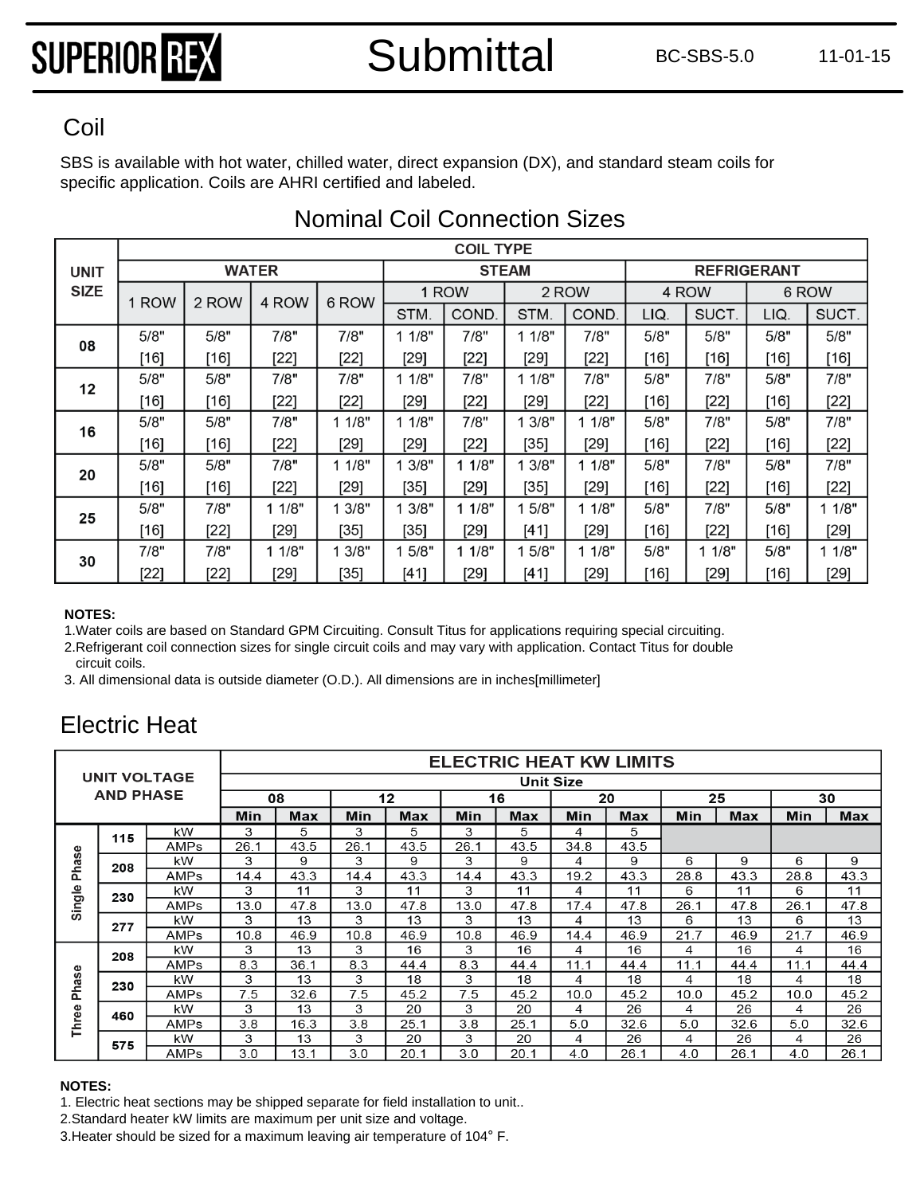## Coil

SBS is available with hot water, chilled water, direct expansion (DX), and standard steam coils for specific application. Coils are AHRI certified and labeled.

### Nominal Coil Connection Sizes

| UNIT SIZE | COIL TYPE | | | | | | | | | | | |
|---|---|---|---|---|---|---|---|---|---|---|---|---|
| | WATER | | | | STEAM | | | | REFRIGERANT | | | |
| | 1 ROW | 2 ROW | 4 ROW | 6 ROW | 1 ROW | | 2 ROW | | 4 ROW | | 6 ROW | |
| | | | | | STM. | COND. | STM. | COND. | LIQ. | SUCT. | LIQ. | SUCT. |
| 08 | 5/8" [16] | 5/8" [16] | 7/8" [22] | 7/8" [22] | 1 1/8" [29] | 7/8" [22] | 1 1/8" [29] | 7/8" [22] | 5/8" [16] | 5/8" [16] | 5/8" [16] | 5/8" [16] |
| 12 | 5/8" [16] | 5/8" [16] | 7/8" [22] | 7/8" [22] | 1 1/8" [29] | 7/8" [22] | 1 1/8" [29] | 7/8" [22] | 5/8" [16] | 7/8" [22] | 5/8" [16] | 7/8" [22] |
| 16 | 5/8" [16] | 5/8" [16] | 7/8" [22] | 1 1/8" [29] | 1 1/8" [29] | 7/8" [22] | 1 3/8" [35] | 1 1/8" [29] | 5/8" [16] | 7/8" [22] | 5/8" [16] | 7/8" [22] |
| 20 | 5/8" [16] | 5/8" [16] | 7/8" [22] | 1 1/8" [29] | 1 3/8" [35] | 1 1/8" [29] | 1 3/8" [35] | 1 1/8" [29] | 5/8" [16] | 7/8" [22] | 5/8" [16] | 7/8" [22] |
| 25 | 5/8" [16] | 7/8" [22] | 1 1/8" [29] | 1 3/8" [35] | 1 3/8" [35] | 1 1/8" [29] | 1 5/8" [41] | 1 1/8" [29] | 5/8" [16] | 7/8" [22] | 5/8" [16] | 1 1/8" [29] |
| 30 | 7/8" [22] | 7/8" [22] | 1 1/8" [29] | 1 3/8" [35] | 1 5/8" [41] | 1 1/8" [29] | 1 5/8" [41] | 1 1/8" [29] | 5/8" [16] | 1 1/8" [29] | 5/8" [16] | 1 1/8" [29] |

**NOTES:**

1. Water coils are based on Standard GPM Circuiting. Consult Titus for applications requiring special circuiting.
2. Refrigerant coil connection sizes for single circuit coils and may vary with application. Contact Titus for double circuit coils.
3. All dimensional data is outside diameter (O.D.). All dimensions are in inches[millimeter]

## Electric Heat

| UNIT VOLTAGE AND PHASE | | | ELECTRIC HEAT KW LIMITS | | | | | | | | | | | |
|---|---|---|---|---|---|---|---|---|---|---|---|---|---|---|
| | | | Unit Size | | | | | | | | | | | |
| | | | 08 | | 12 | | 16 | | 20 | | 25 | | 30 | |
| | | | Min | Max | Min | Max | Min | Max | Min | Max | Min | Max | Min | Max |
| Single Phase | 115 | kW | 3 | 5 | 3 | 5 | 3 | 5 | 4 | 5 | | | | |
| | | AMPs | 26.1 | 43.5 | 26.1 | 43.5 | 26.1 | 43.5 | 34.8 | 43.5 | | | | |
| | 208 | kW | 3 | 9 | 3 | 9 | 3 | 9 | 4 | 9 | 6 | 9 | 6 | 9 |
| | | AMPs | 14.4 | 43.3 | 14.4 | 43.3 | 14.4 | 43.3 | 19.2 | 43.3 | 28.8 | 43.3 | 28.8 | 43.3 |
| | 230 | kW | 3 | 11 | 3 | 11 | 3 | 11 | 4 | 11 | 6 | 11 | 6 | 11 |
| | | AMPs | 13.0 | 47.8 | 13.0 | 47.8 | 13.0 | 47.8 | 17.4 | 47.8 | 26.1 | 47.8 | 26.1 | 47.8 |
| | 277 | kW | 3 | 13 | 3 | 13 | 3 | 13 | 4 | 13 | 6 | 13 | 6 | 13 |
| | | AMPs | 10.8 | 46.9 | 10.8 | 46.9 | 10.8 | 46.9 | 14.4 | 46.9 | 21.7 | 46.9 | 21.7 | 46.9 |
| Three Phase | 208 | kW | 3 | 13 | 3 | 16 | 3 | 16 | 4 | 16 | 4 | 16 | 4 | 16 |
| | | AMPs | 8.3 | 36.1 | 8.3 | 44.4 | 8.3 | 44.4 | 11.1 | 44.4 | 11.1 | 44.4 | 11.1 | 44.4 |
| | 230 | kW | 3 | 13 | 3 | 18 | 3 | 18 | 4 | 18 | 4 | 18 | 4 | 18 |
| | | AMPs | 7.5 | 32.6 | 7.5 | 45.2 | 7.5 | 45.2 | 10.0 | 45.2 | 10.0 | 45.2 | 10.0 | 45.2 |
| | 460 | kW | 3 | 13 | 3 | 20 | 3 | 20 | 4 | 26 | 4 | 26 | 4 | 26 |
| | | AMPs | 3.8 | 16.3 | 3.8 | 25.1 | 3.8 | 25.1 | 5.0 | 32.6 | 5.0 | 32.6 | 5.0 | 32.6 |
| | 575 | kW | 3 | 13 | 3 | 20 | 3 | 20 | 4 | 26 | 4 | 26 | 4 | 26 |
| | | AMPs | 3.0 | 13.1 | 3.0 | 20.1 | 3.0 | 20.1 | 4.0 | 26.1 | 4.0 | 26.1 | 4.0 | 26.1 |

**NOTES:**

1. Electric heat sections may be shipped separate for field installation to unit..
2. Standard heater kW limits are maximum per unit size and voltage.
3. Heater should be sized for a maximum leaving air temperature of 104° F.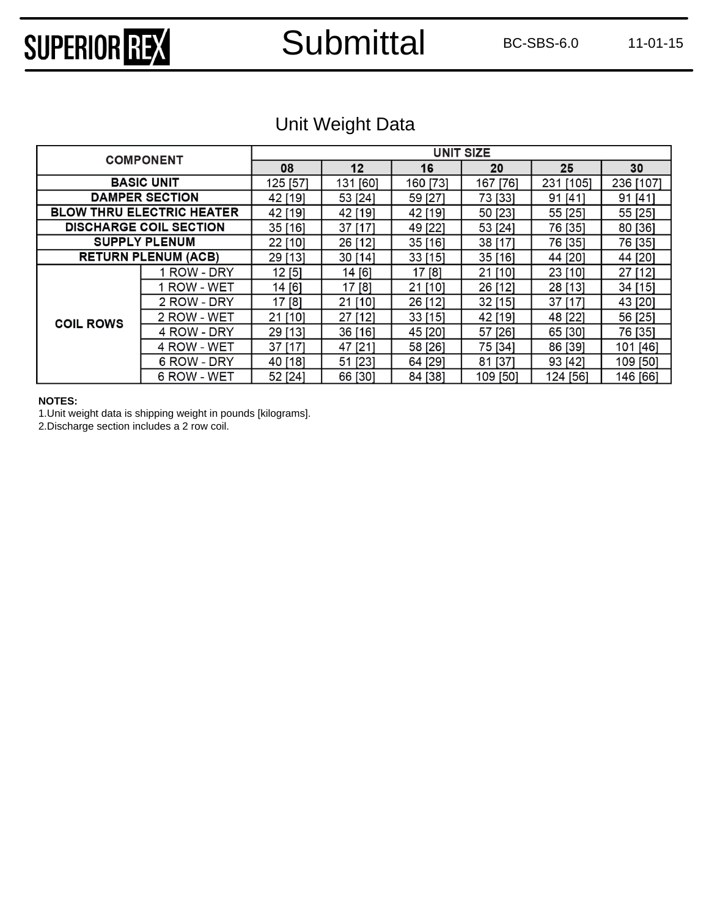## Unit Weight Data

| COMPONENT | | UNIT SIZE | | | | | |
|---|---|---|---|---|---|---|---|
| | | 08 | 12 | 16 | 20 | 25 | 30 |
| BASIC UNIT | | 125 [57] | 131 [60] | 160 [73] | 167 [76] | 231 [105] | 236 [107] |
| DAMPER SECTION | | 42 [19] | 53 [24] | 59 [27] | 73 [33] | 91 [41] | 91 [41] |
| BLOW THRU ELECTRIC HEATER | | 42 [19] | 42 [19] | 42 [19] | 50 [23] | 55 [25] | 55 [25] |
| DISCHARGE COIL SECTION | | 35 [16] | 37 [17] | 49 [22] | 53 [24] | 76 [35] | 80 [36] |
| SUPPLY PLENUM | | 22 [10] | 26 [12] | 35 [16] | 38 [17] | 76 [35] | 76 [35] |
| RETURN PLENUM (ACB) | | 29 [13] | 30 [14] | 33 [15] | 35 [16] | 44 [20] | 44 [20] |
| COIL ROWS | 1 ROW - DRY | 12 [5] | 14 [6] | 17 [8] | 21 [10] | 23 [10] | 27 [12] |
| | 1 ROW - WET | 14 [6] | 17 [8] | 21 [10] | 26 [12] | 28 [13] | 34 [15] |
| | 2 ROW - DRY | 17 [8] | 21 [10] | 26 [12] | 32 [15] | 37 [17] | 43 [20] |
| | 2 ROW - WET | 21 [10] | 27 [12] | 33 [15] | 42 [19] | 48 [22] | 56 [25] |
| | 4 ROW - DRY | 29 [13] | 36 [16] | 45 [20] | 57 [26] | 65 [30] | 76 [35] |
| | 4 ROW - WET | 37 [17] | 47 [21] | 58 [26] | 75 [34] | 86 [39] | 101 [46] |
| | 6 ROW - DRY | 40 [18] | 51 [23] | 64 [29] | 81 [37] | 93 [42] | 109 [50] |
| | 6 ROW - WET | 52 [24] | 66 [30] | 84 [38] | 109 [50] | 124 [56] | 146 [66] |

**NOTES:**

1. Unit weight data is shipping weight in pounds [kilograms].
2. Discharge section includes a 2 row coil.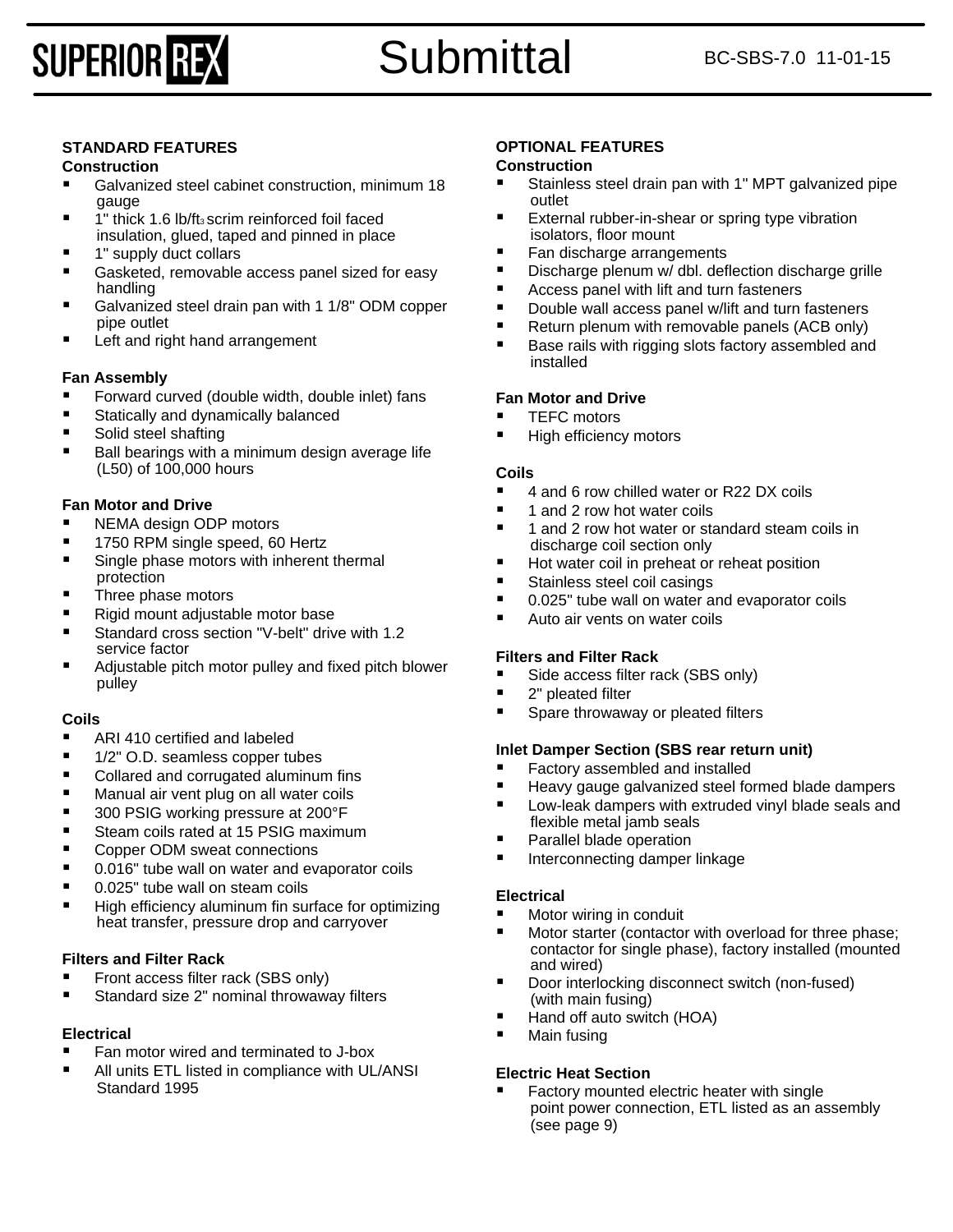## STANDARD FEATURES

### Construction

- Galvanized steel cabinet construction, minimum 18 gauge
- 1" thick 1.6 lb/ft3 scrim reinforced foil faced insulation, glued, taped and pinned in place
- 1" supply duct collars
- Gasketed, removable access panel sized for easy handling
- Galvanized steel drain pan with 1 1/8" ODM copper pipe outlet
- Left and right hand arrangement

### Fan Assembly

- Forward curved (double width, double inlet) fans
- Statically and dynamically balanced
- Solid steel shafting
- Ball bearings with a minimum design average life (L50) of 100,000 hours

### Fan Motor and Drive

- NEMA design ODP motors
- 1750 RPM single speed, 60 Hertz
- Single phase motors with inherent thermal protection
- Three phase motors
- Rigid mount adjustable motor base
- Standard cross section "V-belt" drive with 1.2 service factor
- Adjustable pitch motor pulley and fixed pitch blower pulley

### Coils

- ARI 410 certified and labeled
- 1/2" O.D. seamless copper tubes
- Collared and corrugated aluminum fins
- Manual air vent plug on all water coils
- 300 PSIG working pressure at 200°F
- Steam coils rated at 15 PSIG maximum
- Copper ODM sweat connections
- 0.016" tube wall on water and evaporator coils
- 0.025" tube wall on steam coils
- High efficiency aluminum fin surface for optimizing heat transfer, pressure drop and carryover

### Filters and Filter Rack

- Front access filter rack (SBS only)
- Standard size 2" nominal throwaway filters

### Electrical

- Fan motor wired and terminated to J-box
- All units ETL listed in compliance with UL/ANSI Standard 1995

## OPTIONAL FEATURES

### Construction

- Stainless steel drain pan with 1" MPT galvanized pipe outlet
- External rubber-in-shear or spring type vibration isolators, floor mount
- Fan discharge arrangements
- Discharge plenum w/ dbl. deflection discharge grille
- Access panel with lift and turn fasteners
- Double wall access panel w/lift and turn fasteners
- Return plenum with removable panels (ACB only)
- Base rails with rigging slots factory assembled and installed

### Fan Motor and Drive

- TEFC motors
- High efficiency motors

### Coils

- 4 and 6 row chilled water or R22 DX coils
- 1 and 2 row hot water coils
- 1 and 2 row hot water or standard steam coils in discharge coil section only
- Hot water coil in preheat or reheat position
- Stainless steel coil casings
- 0.025" tube wall on water and evaporator coils
- Auto air vents on water coils

### Filters and Filter Rack

- Side access filter rack (SBS only)
- 2" pleated filter
- Spare throwaway or pleated filters

### Inlet Damper Section (SBS rear return unit)

- Factory assembled and installed
- Heavy gauge galvanized steel formed blade dampers
- Low-leak dampers with extruded vinyl blade seals and flexible metal jamb seals
- Parallel blade operation
- Interconnecting damper linkage

### Electrical

- Motor wiring in conduit
- Motor starter (contactor with overload for three phase; contactor for single phase), factory installed (mounted and wired)
- Door interlocking disconnect switch (non-fused) (with main fusing)
- Hand off auto switch (HOA)
- Main fusing

### Electric Heat Section

- Factory mounted electric heater with single point power connection, ETL listed as an assembly (see page 9)